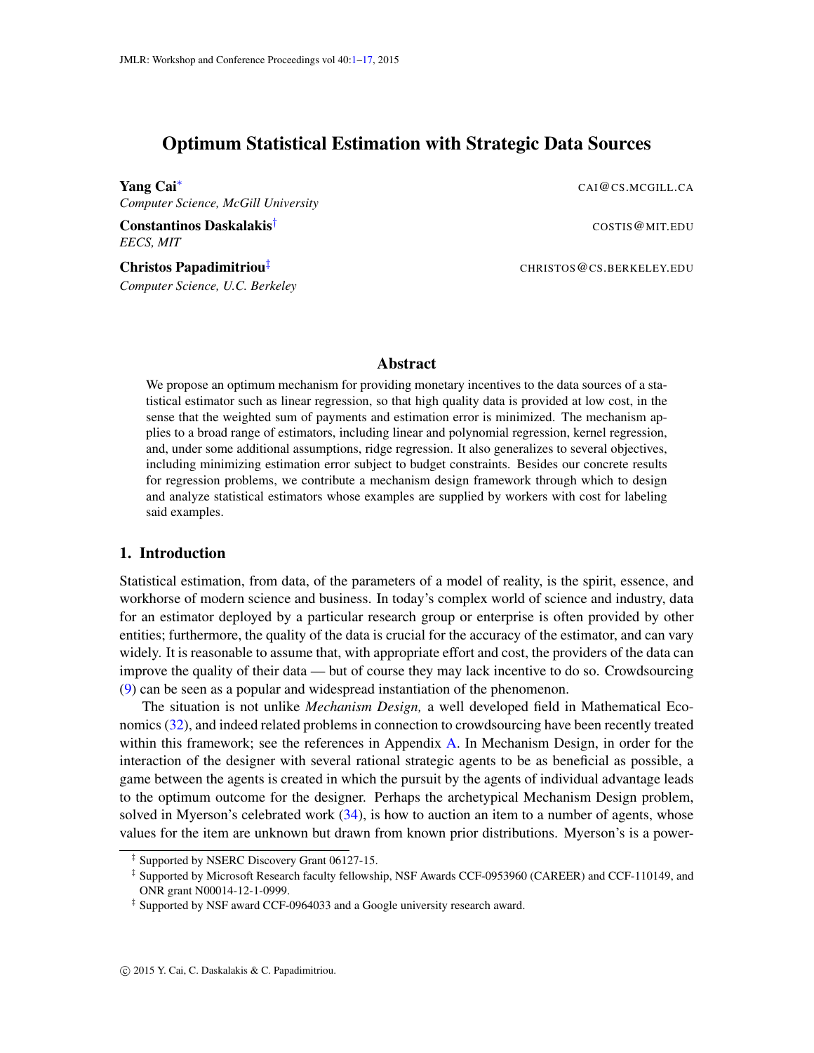# Optimum Statistical Estimation with Strategic Data Sources

**Yang Cai**[*] CAI@CS.MCGILL.CA
*Computer Science, McGill University*

**Constantinos Daskalakis**[†] COSTIS@MIT.EDU
*EECS, MIT*

**Christos Papadimitriou**[‡] CHRISTOS@CS.BERKELEY.EDU
*Computer Science, U.C. Berkeley*

## Abstract

We propose an optimum mechanism for providing monetary incentives to the data sources of a statistical estimator such as linear regression, so that high quality data is provided at low cost, in the sense that the weighted sum of payments and estimation error is minimized. The mechanism applies to a broad range of estimators, including linear and polynomial regression, kernel regression, and, under some additional assumptions, ridge regression. It also generalizes to several objectives, including minimizing estimation error subject to budget constraints. Besides our concrete results for regression problems, we contribute a mechanism design framework through which to design and analyze statistical estimators whose examples are supplied by workers with cost for labeling said examples.

## 1. Introduction

Statistical estimation, from data, of the parameters of a model of reality, is the spirit, essence, and workhorse of modern science and business. In today's complex world of science and industry, data for an estimator deployed by a particular research group or enterprise is often provided by other entities; furthermore, the quality of the data is crucial for the accuracy of the estimator, and can vary widely. It is reasonable to assume that, with appropriate effort and cost, the providers of the data can improve the quality of their data — but of course they may lack incentive to do so. Crowdsourcing (9) can be seen as a popular and widespread instantiation of the phenomenon.

The situation is not unlike *Mechanism Design,* a well developed field in Mathematical Economics (32), and indeed related problems in connection to crowdsourcing have been recently treated within this framework; see the references in Appendix A. In Mechanism Design, in order for the interaction of the designer with several rational strategic agents to be as beneficial as possible, a game between the agents is created in which the pursuit by the agents of individual advantage leads to the optimum outcome for the designer. Perhaps the archetypical Mechanism Design problem, solved in Myerson's celebrated work (34), is how to auction an item to a number of agents, whose values for the item are unknown but drawn from known prior distributions. Myerson's is a power-

[‡] Supported by NSERC Discovery Grant 06127-15.

[‡] Supported by Microsoft Research faculty fellowship, NSF Awards CCF-0953960 (CAREER) and CCF-110149, and ONR grant N00014-12-1-0999.

[‡] Supported by NSF award CCF-0964033 and a Google university research award.

© 2015 Y. Cai, C. Daskalakis & C. Papadimitriou.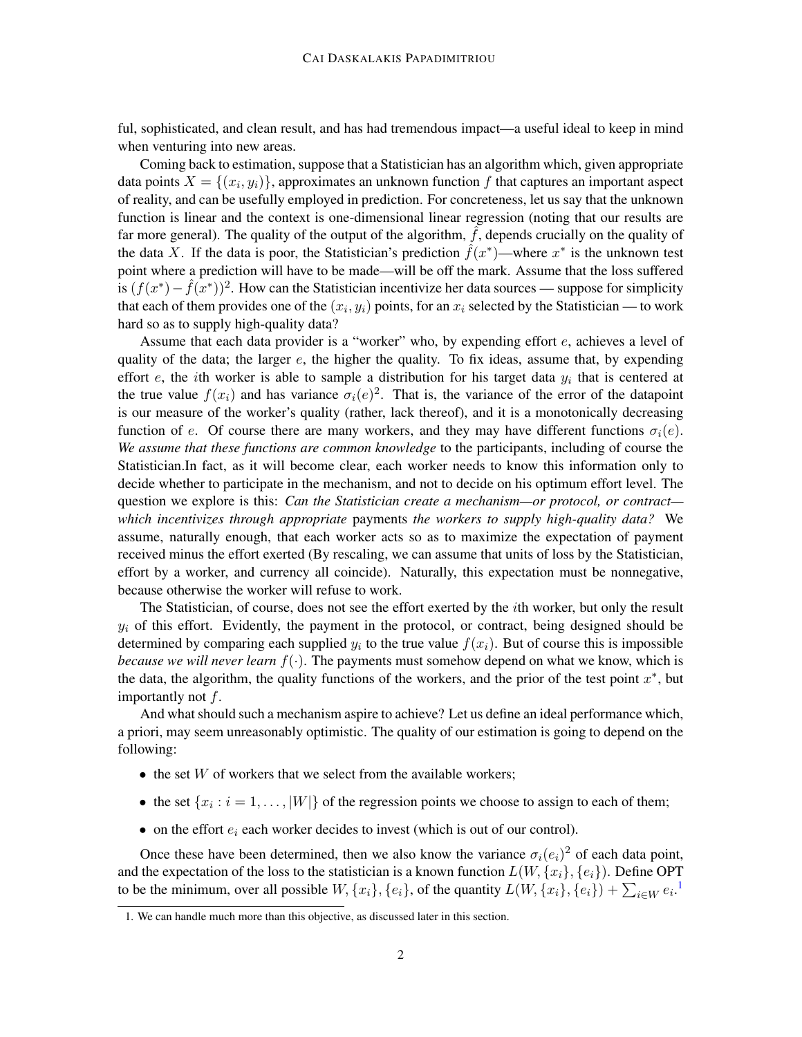ful, sophisticated, and clean result, and has had tremendous impact—a useful ideal to keep in mind when venturing into new areas.

Coming back to estimation, suppose that a Statistician has an algorithm which, given appropriate data points $X = \{(x_i, y_i)\}$, approximates an unknown function $f$ that captures an important aspect of reality, and can be usefully employed in prediction. For concreteness, let us say that the unknown function is linear and the context is one-dimensional linear regression (noting that our results are far more general). The quality of the output of the algorithm, $\hat{f}$, depends crucially on the quality of the data $X$. If the data is poor, the Statistician's prediction $\hat{f}(x^*)$—where $x^*$ is the unknown test point where a prediction will have to be made—will be off the mark. Assume that the loss suffered is $(f(x^*) - \hat{f}(x^*))^2$. How can the Statistician incentivize her data sources — suppose for simplicity that each of them provides one of the $(x_i, y_i)$ points, for an $x_i$ selected by the Statistician — to work hard so as to supply high-quality data?

Assume that each data provider is a "worker" who, by expending effort $e$, achieves a level of quality of the data; the larger $e$, the higher the quality. To fix ideas, assume that, by expending effort $e$, the $i$th worker is able to sample a distribution for his target data $y_i$ that is centered at the true value $f(x_i)$ and has variance $\sigma_i(e)^2$. That is, the variance of the error of the datapoint is our measure of the worker's quality (rather, lack thereof), and it is a monotonically decreasing function of $e$. Of course there are many workers, and they may have different functions $\sigma_i(e)$. *We assume that these functions are common knowledge* to the participants, including of course the Statistician.In fact, as it will become clear, each worker needs to know this information only to decide whether to participate in the mechanism, and not to decide on his optimum effort level. The question we explore is this: *Can the Statistician create a mechanism—or protocol, or contract—which incentivizes through appropriate* payments *the workers to supply high-quality data?* We assume, naturally enough, that each worker acts so as to maximize the expectation of payment received minus the effort exerted (By rescaling, we can assume that units of loss by the Statistician, effort by a worker, and currency all coincide). Naturally, this expectation must be nonnegative, because otherwise the worker will refuse to work.

The Statistician, of course, does not see the effort exerted by the $i$th worker, but only the result $y_i$ of this effort. Evidently, the payment in the protocol, or contract, being designed should be determined by comparing each supplied $y_i$ to the true value $f(x_i)$. But of course this is impossible *because we will never learn* $f(\cdot)$. The payments must somehow depend on what we know, which is the data, the algorithm, the quality functions of the workers, and the prior of the test point $x^*$, but importantly not $f$.

And what should such a mechanism aspire to achieve? Let us define an ideal performance which, a priori, may seem unreasonably optimistic. The quality of our estimation is going to depend on the following:

- the set $W$ of workers that we select from the available workers;
- the set $\{x_i : i = 1, \ldots, |W|\}$ of the regression points we choose to assign to each of them;
- on the effort $e_i$ each worker decides to invest (which is out of our control).

Once these have been determined, then we also know the variance $\sigma_i(e_i)^2$ of each data point, and the expectation of the loss to the statistician is a known function $L(W, \{x_i\}, \{e_i\})$. Define OPT to be the minimum, over all possible $W, \{x_i\}, \{e_i\}$, of the quantity $L(W, \{x_i\}, \{e_i\}) + \sum_{i \in W} e_i$.[1]

1. We can handle much more than this objective, as discussed later in this section.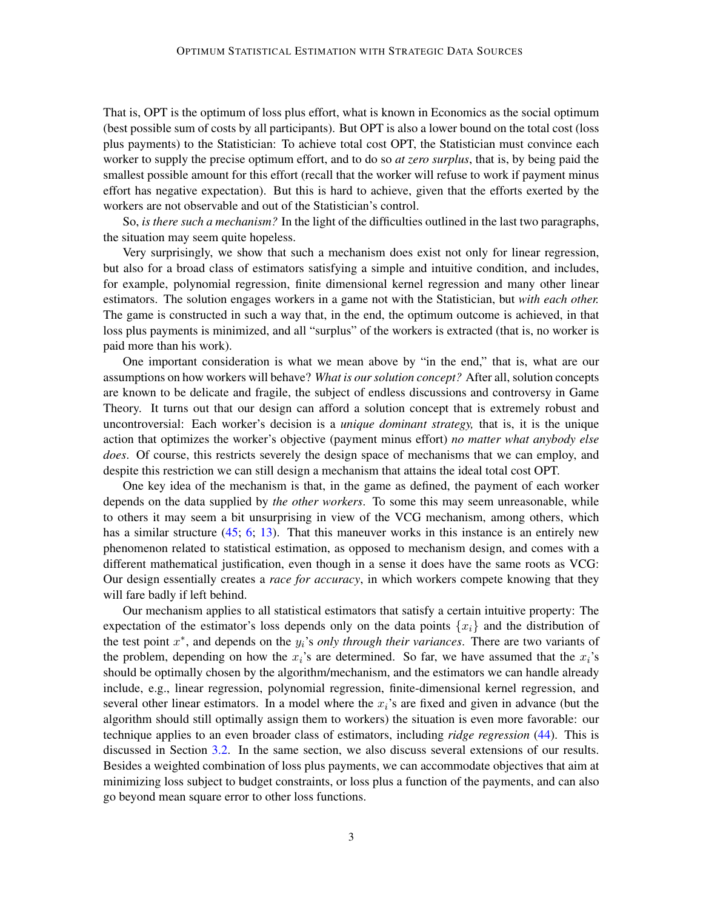That is, OPT is the optimum of loss plus effort, what is known in Economics as the social optimum (best possible sum of costs by all participants). But OPT is also a lower bound on the total cost (loss plus payments) to the Statistician: To achieve total cost OPT, the Statistician must convince each worker to supply the precise optimum effort, and to do so *at zero surplus*, that is, by being paid the smallest possible amount for this effort (recall that the worker will refuse to work if payment minus effort has negative expectation). But this is hard to achieve, given that the efforts exerted by the workers are not observable and out of the Statistician's control.

So, *is there such a mechanism?* In the light of the difficulties outlined in the last two paragraphs, the situation may seem quite hopeless.

Very surprisingly, we show that such a mechanism does exist not only for linear regression, but also for a broad class of estimators satisfying a simple and intuitive condition, and includes, for example, polynomial regression, finite dimensional kernel regression and many other linear estimators. The solution engages workers in a game not with the Statistician, but *with each other.* The game is constructed in such a way that, in the end, the optimum outcome is achieved, in that loss plus payments is minimized, and all "surplus" of the workers is extracted (that is, no worker is paid more than his work).

One important consideration is what we mean above by "in the end," that is, what are our assumptions on how workers will behave? *What is our solution concept?* After all, solution concepts are known to be delicate and fragile, the subject of endless discussions and controversy in Game Theory. It turns out that our design can afford a solution concept that is extremely robust and uncontroversial: Each worker's decision is a *unique dominant strategy,* that is, it is the unique action that optimizes the worker's objective (payment minus effort) *no matter what anybody else does*. Of course, this restricts severely the design space of mechanisms that we can employ, and despite this restriction we can still design a mechanism that attains the ideal total cost OPT.

One key idea of the mechanism is that, in the game as defined, the payment of each worker depends on the data supplied by *the other workers*. To some this may seem unreasonable, while to others it may seem a bit unsurprising in view of the VCG mechanism, among others, which has a similar structure (45; 6; 13). That this maneuver works in this instance is an entirely new phenomenon related to statistical estimation, as opposed to mechanism design, and comes with a different mathematical justification, even though in a sense it does have the same roots as VCG: Our design essentially creates a *race for accuracy*, in which workers compete knowing that they will fare badly if left behind.

Our mechanism applies to all statistical estimators that satisfy a certain intuitive property: The expectation of the estimator's loss depends only on the data points $\{x_i\}$ and the distribution of the test point $x^*$, and depends on the $y_i$'s *only through their variances*. There are two variants of the problem, depending on how the $x_i$'s are determined. So far, we have assumed that the $x_i$'s should be optimally chosen by the algorithm/mechanism, and the estimators we can handle already include, e.g., linear regression, polynomial regression, finite-dimensional kernel regression, and several other linear estimators. In a model where the $x_i$'s are fixed and given in advance (but the algorithm should still optimally assign them to workers) the situation is even more favorable: our technique applies to an even broader class of estimators, including *ridge regression* (44). This is discussed in Section 3.2. In the same section, we also discuss several extensions of our results. Besides a weighted combination of loss plus payments, we can accommodate objectives that aim at minimizing loss subject to budget constraints, or loss plus a function of the payments, and can also go beyond mean square error to other loss functions.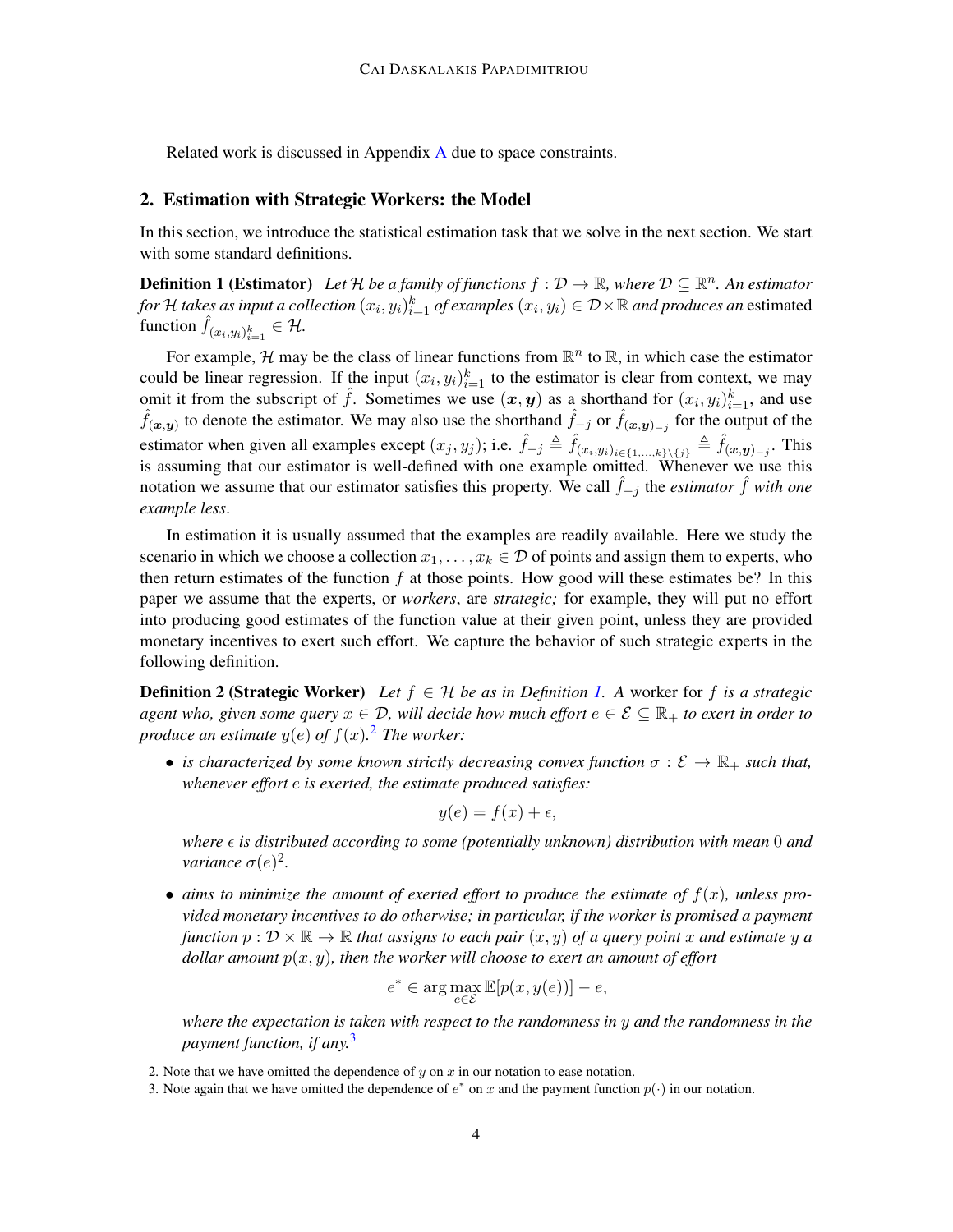Related work is discussed in Appendix A due to space constraints.

## 2. Estimation with Strategic Workers: the Model

In this section, we introduce the statistical estimation task that we solve in the next section. We start with some standard definitions.

**Definition 1 (Estimator)** *Let $\mathcal{H}$ be a family of functions $f : \mathcal{D} \to \mathbb{R}$, where $\mathcal{D} \subseteq \mathbb{R}^n$. An estimator for $\mathcal{H}$ takes as input a collection $(x_i, y_i)_{i=1}^k$ of examples $(x_i, y_i) \in \mathcal{D} \times \mathbb{R}$ and produces an* estimated function $\hat{f}_{(x_i,y_i)_{i=1}^k} \in \mathcal{H}$.

For example, $\mathcal{H}$ may be the class of linear functions from $\mathbb{R}^n$ to $\mathbb{R}$, in which case the estimator could be linear regression. If the input $(x_i, y_i)_{i=1}^k$ to the estimator is clear from context, we may omit it from the subscript of $\hat{f}$. Sometimes we use $(\boldsymbol{x}, \boldsymbol{y})$ as a shorthand for $(x_i, y_i)_{i=1}^k$, and use $\hat{f}_{(\boldsymbol{x},\boldsymbol{y})}$ to denote the estimator. We may also use the shorthand $\hat{f}_{-j}$ or $\hat{f}_{(\boldsymbol{x},\boldsymbol{y})_{-j}}$ for the output of the estimator when given all examples except $(x_j, y_j)$; i.e. $\hat{f}_{-j} \triangleq \hat{f}_{(x_i,y_i)_{i\in\{1,\ldots,k\}\setminus\{j\}}} \triangleq \hat{f}_{(\boldsymbol{x},\boldsymbol{y})_{-j}}$. This is assuming that our estimator is well-defined with one example omitted. Whenever we use this notation we assume that our estimator satisfies this property. We call $\hat{f}_{-j}$ the *estimator $\hat{f}$ with one example less*.

In estimation it is usually assumed that the examples are readily available. Here we study the scenario in which we choose a collection $x_1, \ldots, x_k \in \mathcal{D}$ of points and assign them to experts, who then return estimates of the function $f$ at those points. How good will these estimates be? In this paper we assume that the experts, or *workers*, are *strategic;* for example, they will put no effort into producing good estimates of the function value at their given point, unless they are provided monetary incentives to exert such effort. We capture the behavior of such strategic experts in the following definition.

**Definition 2 (Strategic Worker)** *Let $f \in \mathcal{H}$ be as in Definition 1. A* worker *for $f$ is a strategic agent who, given some query $x \in \mathcal{D}$, will decide how much effort $e \in \mathcal{E} \subseteq \mathbb{R}_+$ to exert in order to produce an estimate $y(e)$ of $f(x)$.*[2] *The worker:*

- *is characterized by some known strictly decreasing convex function $\sigma : \mathcal{E} \to \mathbb{R}_+$ such that, whenever effort $e$ is exerted, the estimate produced satisfies:*

$$y(e) = f(x) + \epsilon,$$

*where $\epsilon$ is distributed according to some (potentially unknown) distribution with mean $0$ and variance $\sigma(e)^2$.*

- *aims to minimize the amount of exerted effort to produce the estimate of $f(x)$, unless provided monetary incentives to do otherwise; in particular, if the worker is promised a payment function $p : \mathcal{D} \times \mathbb{R} \to \mathbb{R}$ that assigns to each pair $(x, y)$ of a query point $x$ and estimate $y$ a dollar amount $p(x, y)$, then the worker will choose to exert an amount of effort*

$$e^* \in \arg\max_{e\in\mathcal{E}} \mathbb{E}[p(x, y(e))] - e,$$

*where the expectation is taken with respect to the randomness in $y$ and the randomness in the payment function, if any.*[3]

2. Note that we have omitted the dependence of $y$ on $x$ in our notation to ease notation.

3. Note again that we have omitted the dependence of $e^*$ on $x$ and the payment function $p(\cdot)$ in our notation.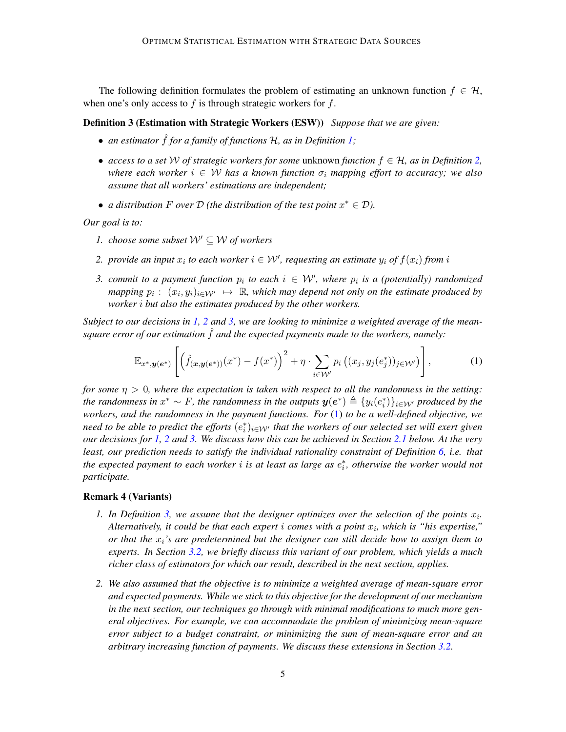The following definition formulates the problem of estimating an unknown function $f \in \mathcal{H}$, when one's only access to $f$ is through strategic workers for $f$.

**Definition 3 (Estimation with Strategic Workers (ESW))** *Suppose that we are given:*

- *an estimator $\hat{f}$ for a family of functions $\mathcal{H}$, as in Definition 1;*
- *access to a set $\mathcal{W}$ of strategic workers for some* unknown *function $f \in \mathcal{H}$, as in Definition 2, where each worker $i \in \mathcal{W}$ has a known function $\sigma_i$ mapping effort to accuracy; we also assume that all workers' estimations are independent;*
- *a distribution $F$ over $\mathcal{D}$ (the distribution of the test point $x^* \in \mathcal{D}$).*

*Our goal is to:*

1. *choose some subset $\mathcal{W}' \subseteq \mathcal{W}$ of workers*
2. *provide an input $x_i$ to each worker $i \in \mathcal{W}'$, requesting an estimate $y_i$ of $f(x_i)$ from $i$*
3. *commit to a payment function $p_i$ to each $i \in \mathcal{W}'$, where $p_i$ is a (potentially) randomized mapping $p_i : (x_i, y_i)_{i \in \mathcal{W}'} \mapsto \mathbb{R}$, which may depend not only on the estimate produced by worker $i$ but also the estimates produced by the other workers.*

*Subject to our decisions in 1, 2 and 3, we are looking to minimize a weighted average of the mean-square error of our estimation $\hat{f}$ and the expected payments made to the workers, namely:*

$$\mathbb{E}_{x^*, \boldsymbol{y}(\boldsymbol{e}^*)}\left[\left(\hat{f}_{(\boldsymbol{x}, \boldsymbol{y}(\boldsymbol{e}^*))}(x^*) - f(x^*)\right)^2 + \eta \cdot \sum_{i \in \mathcal{W}'} p_i\left((x_j, y_j(e_j^*))_{j \in \mathcal{W}'}\right)\right], \tag{1}$$

*for some $\eta > 0$, where the expectation is taken with respect to all the randomness in the setting: the randomness in $x^* \sim F$, the randomness in the outputs $\boldsymbol{y}(\boldsymbol{e}^*) \triangleq \{y_i(e_i^*)\}_{i \in \mathcal{W}'}$ produced by the workers, and the randomness in the payment functions. For (1) to be a well-defined objective, we need to be able to predict the efforts $(e_i^*)_{i \in \mathcal{W}'}$ that the workers of our selected set will exert given our decisions for 1, 2 and 3. We discuss how this can be achieved in Section 2.1 below. At the very least, our prediction needs to satisfy the individual rationality constraint of Definition 6, i.e. that the expected payment to each worker $i$ is at least as large as $e_i^*$, otherwise the worker would not participate.*

**Remark 4 (Variants)**

1. *In Definition 3, we assume that the designer optimizes over the selection of the points $x_i$. Alternatively, it could be that each expert $i$ comes with a point $x_i$, which is "his expertise," or that the $x_i$'s are predetermined but the designer can still decide how to assign them to experts. In Section 3.2, we briefly discuss this variant of our problem, which yields a much richer class of estimators for which our result, described in the next section, applies.*
2. *We also assumed that the objective is to minimize a weighted average of mean-square error and expected payments. While we stick to this objective for the development of our mechanism in the next section, our techniques go through with minimal modifications to much more general objectives. For example, we can accommodate the problem of minimizing mean-square error subject to a budget constraint, or minimizing the sum of mean-square error and an arbitrary increasing function of payments. We discuss these extensions in Section 3.2.*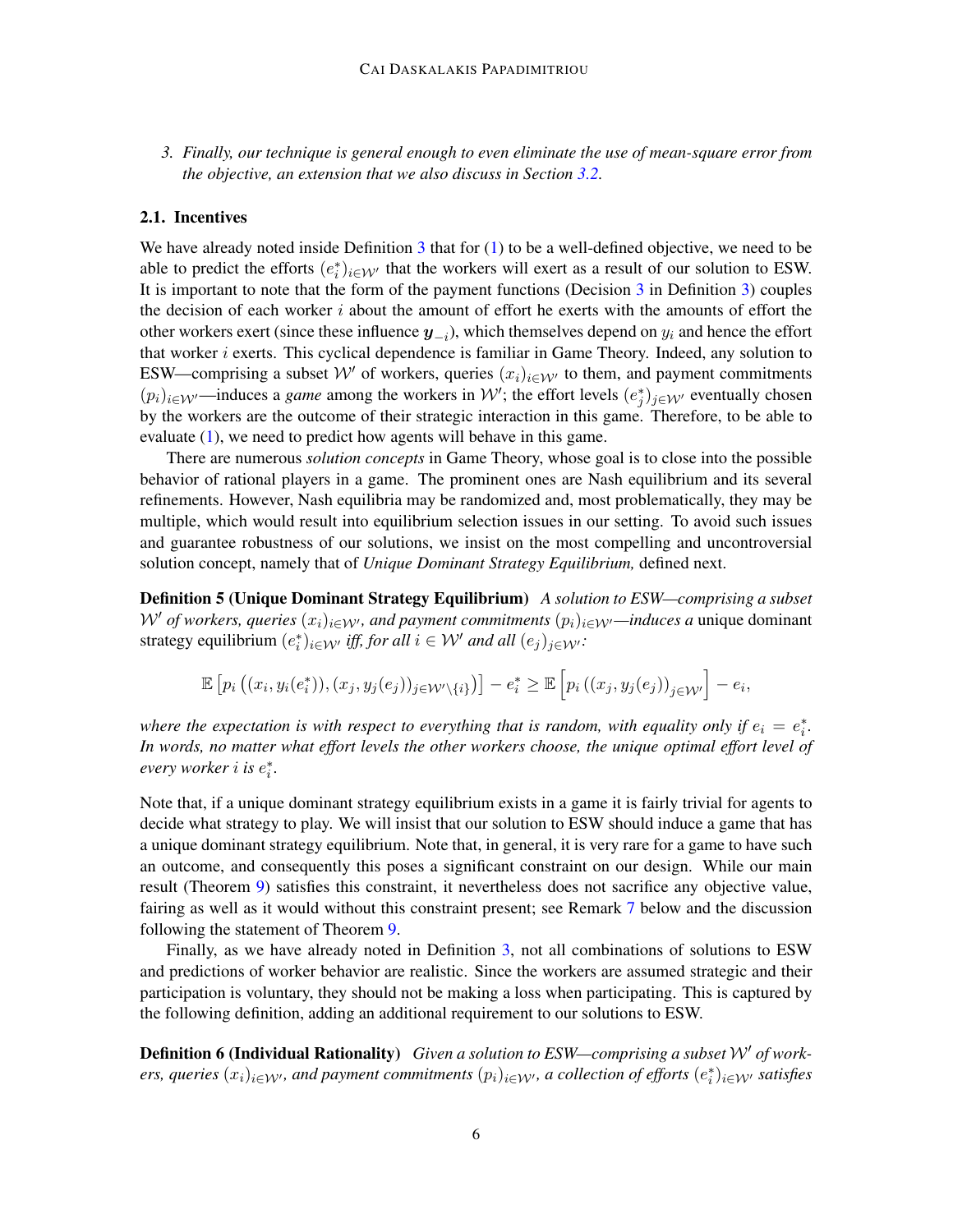3. *Finally, our technique is general enough to even eliminate the use of mean-square error from the objective, an extension that we also discuss in Section 3.2.*

### 2.1. Incentives

We have already noted inside Definition 3 that for (1) to be a well-defined objective, we need to be able to predict the efforts $(e_i^*)_{i \in \mathcal{W}'}$ that the workers will exert as a result of our solution to ESW. It is important to note that the form of the payment functions (Decision 3 in Definition 3) couples the decision of each worker $i$ about the amount of effort he exerts with the amounts of effort the other workers exert (since these influence $\boldsymbol{y}_{-i}$), which themselves depend on $y_i$ and hence the effort that worker $i$ exerts. This cyclical dependence is familiar in Game Theory. Indeed, any solution to ESW—comprising a subset $\mathcal{W}'$ of workers, queries $(x_i)_{i \in \mathcal{W}'}$ to them, and payment commitments $(p_i)_{i \in \mathcal{W}'}$—induces a *game* among the workers in $\mathcal{W}'$; the effort levels $(e_j^*)_{j \in \mathcal{W}'}$ eventually chosen by the workers are the outcome of their strategic interaction in this game. Therefore, to be able to evaluate (1), we need to predict how agents will behave in this game.

There are numerous *solution concepts* in Game Theory, whose goal is to close into the possible behavior of rational players in a game. The prominent ones are Nash equilibrium and its several refinements. However, Nash equilibria may be randomized and, most problematically, they may be multiple, which would result into equilibrium selection issues in our setting. To avoid such issues and guarantee robustness of our solutions, we insist on the most compelling and uncontroversial solution concept, namely that of *Unique Dominant Strategy Equilibrium,* defined next.

**Definition 5 (Unique Dominant Strategy Equilibrium)** *A solution to ESW—comprising a subset $\mathcal{W}'$ of workers, queries $(x_i)_{i \in \mathcal{W}'}$, and payment commitments $(p_i)_{i \in \mathcal{W}'}$—induces a* unique dominant strategy equilibrium *$(e_i^*)_{i \in \mathcal{W}'}$ iff, for all $i \in \mathcal{W}'$ and all $(e_j)_{j \in \mathcal{W}'}$:*

$$\mathbb{E}\left[p_i\left((x_i, y_i(e_i^*)), (x_j, y_j(e_j))_{j \in \mathcal{W}' \setminus \{i\}}\right)\right] - e_i^* \geq \mathbb{E}\left[p_i\left((x_j, y_j(e_j))_{j \in \mathcal{W}'}\right)\right] - e_i,$$

*where the expectation is with respect to everything that is random, with equality only if $e_i = e_i^*$. In words, no matter what effort levels the other workers choose, the unique optimal effort level of every worker $i$ is $e_i^*$.*

Note that, if a unique dominant strategy equilibrium exists in a game it is fairly trivial for agents to decide what strategy to play. We will insist that our solution to ESW should induce a game that has a unique dominant strategy equilibrium. Note that, in general, it is very rare for a game to have such an outcome, and consequently this poses a significant constraint on our design. While our main result (Theorem 9) satisfies this constraint, it nevertheless does not sacrifice any objective value, fairing as well as it would without this constraint present; see Remark 7 below and the discussion following the statement of Theorem 9.

Finally, as we have already noted in Definition 3, not all combinations of solutions to ESW and predictions of worker behavior are realistic. Since the workers are assumed strategic and their participation is voluntary, they should not be making a loss when participating. This is captured by the following definition, adding an additional requirement to our solutions to ESW.

**Definition 6 (Individual Rationality)** *Given a solution to ESW—comprising a subset $\mathcal{W}'$ of workers, queries $(x_i)_{i \in \mathcal{W}'}$, and payment commitments $(p_i)_{i \in \mathcal{W}'}$, a collection of efforts $(e_i^*)_{i \in \mathcal{W}'}$ satisfies*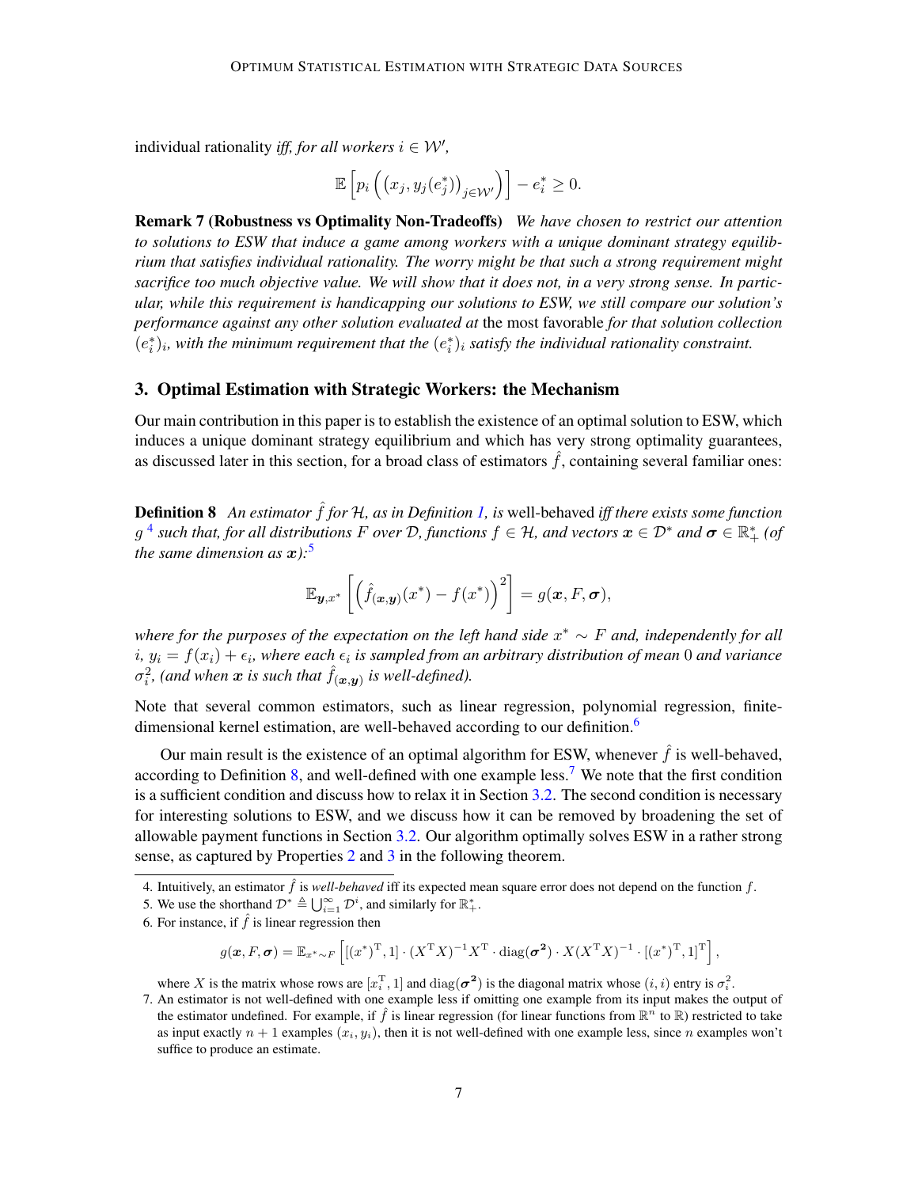individual rationality *iff, for all workers $i \in \mathcal{W}'$,*

$$\mathbb{E}\left[p_i\left(\left(x_j, y_j(e_j^*)\right)_{j\in\mathcal{W}'}\right)\right] - e_i^* \geq 0.$$

**Remark 7 (Robustness vs Optimality Non-Tradeoffs)** *We have chosen to restrict our attention to solutions to ESW that induce a game among workers with a unique dominant strategy equilibrium that satisfies individual rationality. The worry might be that such a strong requirement might sacrifice too much objective value. We will show that it does not, in a very strong sense. In particular, while this requirement is handicapping our solutions to ESW, we still compare our solution's performance against any other solution evaluated at* the most favorable *for that solution collection $(e_i^*)_i$, with the minimum requirement that the $(e_i^*)_i$ satisfy the individual rationality constraint.*

## 3. Optimal Estimation with Strategic Workers: the Mechanism

Our main contribution in this paper is to establish the existence of an optimal solution to ESW, which induces a unique dominant strategy equilibrium and which has very strong optimality guarantees, as discussed later in this section, for a broad class of estimators $\hat{f}$, containing several familiar ones:

**Definition 8** *An estimator $\hat{f}$ for $\mathcal{H}$, as in Definition 1, is* well-behaved *iff there exists some function $g$* [4] *such that, for all distributions $F$ over $\mathcal{D}$, functions $f \in \mathcal{H}$, and vectors $\boldsymbol{x} \in \mathcal{D}^*$ and $\boldsymbol{\sigma} \in \mathbb{R}_+^*$ (of the same dimension as $\boldsymbol{x}$):*[5]

$$\mathbb{E}_{\boldsymbol{y},x^*}\left[\left(\hat{f}_{(\boldsymbol{x},\boldsymbol{y})}(x^*) - f(x^*)\right)^2\right] = g(\boldsymbol{x}, F, \boldsymbol{\sigma}),$$

*where for the purposes of the expectation on the left hand side $x^* \sim F$ and, independently for all $i$, $y_i = f(x_i) + \epsilon_i$, where each $\epsilon_i$ is sampled from an arbitrary distribution of mean $0$ and variance $\sigma_i^2$, (and when $\boldsymbol{x}$ is such that $\hat{f}_{(\boldsymbol{x},\boldsymbol{y})}$ is well-defined).*

Note that several common estimators, such as linear regression, polynomial regression, finite-dimensional kernel estimation, are well-behaved according to our definition.[6]

Our main result is the existence of an optimal algorithm for ESW, whenever $\hat{f}$ is well-behaved, according to Definition 8, and well-defined with one example less.[7] We note that the first condition is a sufficient condition and discuss how to relax it in Section 3.2. The second condition is necessary for interesting solutions to ESW, and we discuss how it can be removed by broadening the set of allowable payment functions in Section 3.2. Our algorithm optimally solves ESW in a rather strong sense, as captured by Properties 2 and 3 in the following theorem.

4. Intuitively, an estimator $\hat{f}$ is *well-behaved* iff its expected mean square error does not depend on the function $f$.

5. We use the shorthand $\mathcal{D}^* \triangleq \bigcup_{i=1}^{\infty} \mathcal{D}^i$, and similarly for $\mathbb{R}_+^*$.

6. For instance, if $\hat{f}$ is linear regression then

$$g(\boldsymbol{x}, F, \boldsymbol{\sigma}) = \mathbb{E}_{x^*\sim F}\left[[(x^*)^{\mathrm{T}}, 1]\cdot(X^{\mathrm{T}}X)^{-1}X^{\mathrm{T}}\cdot\mathrm{diag}(\boldsymbol{\sigma^2})\cdot X(X^{\mathrm{T}}X)^{-1}\cdot[(x^*)^{\mathrm{T}}, 1]^{\mathrm{T}}\right],$$

where $X$ is the matrix whose rows are $[x_i^{\mathrm{T}}, 1]$ and $\mathrm{diag}(\boldsymbol{\sigma^2})$ is the diagonal matrix whose $(i,i)$ entry is $\sigma_i^2$.

7. An estimator is not well-defined with one example less if omitting one example from its input makes the output of the estimator undefined. For example, if $\hat{f}$ is linear regression (for linear functions from $\mathbb{R}^n$ to $\mathbb{R}$) restricted to take as input exactly $n+1$ examples $(x_i, y_i)$, then it is not well-defined with one example less, since $n$ examples won't suffice to produce an estimate.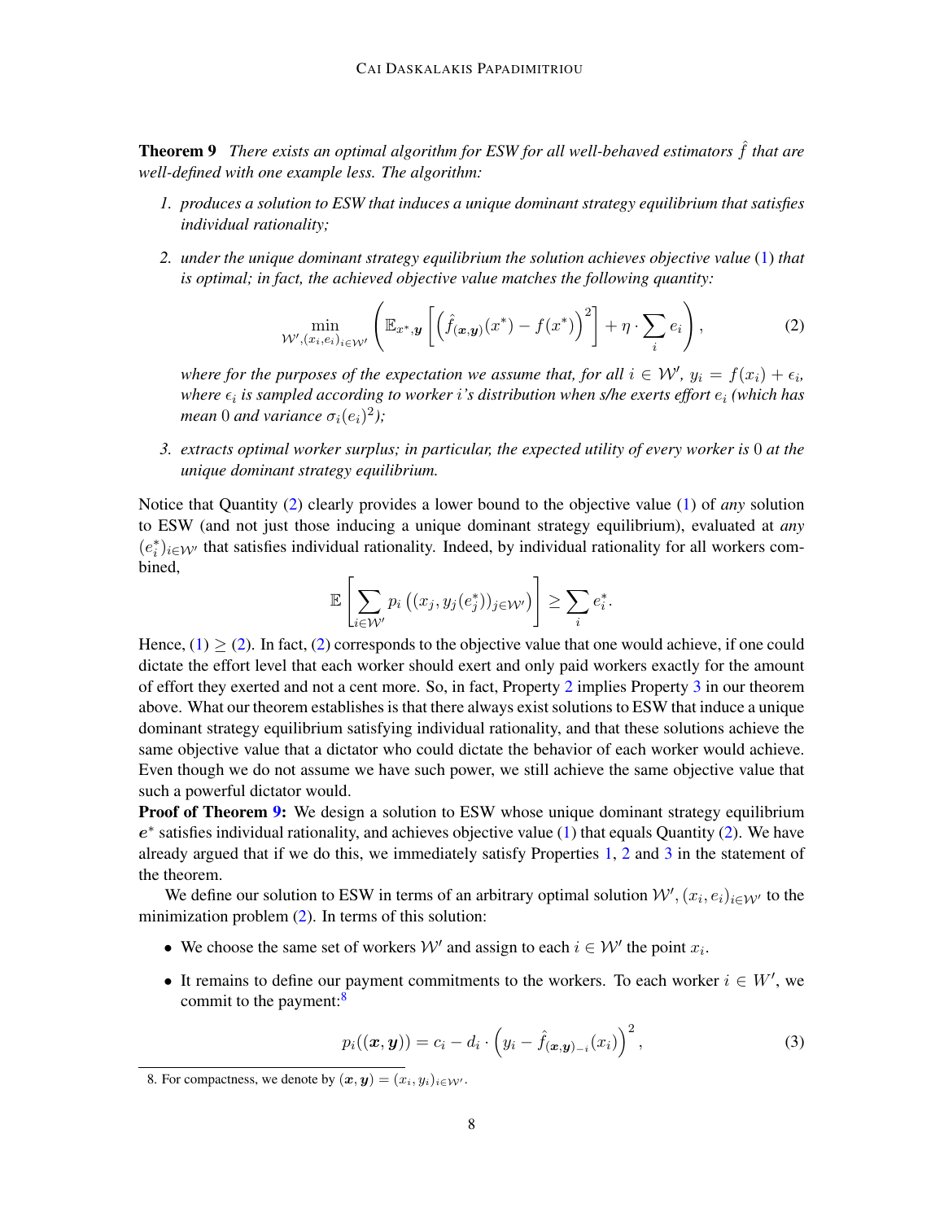**Theorem 9** *There exists an optimal algorithm for ESW for all well-behaved estimators $\hat{f}$ that are well-defined with one example less. The algorithm:*

1. *produces a solution to ESW that induces a unique dominant strategy equilibrium that satisfies individual rationality;*
2. *under the unique dominant strategy equilibrium the solution achieves objective value (1) that is optimal; in fact, the achieved objective value matches the following quantity:*

$$\min_{\mathcal{W}', (x_i, e_i)_{i \in \mathcal{W}'}} \left( \mathbb{E}_{x^*, \boldsymbol{y}} \left[ \left( \hat{f}_{(\boldsymbol{x}, \boldsymbol{y})}(x^*) - f(x^*) \right)^2 \right] + \eta \cdot \sum_i e_i \right), \tag{2}$$

   *where for the purposes of the expectation we assume that, for all $i \in \mathcal{W}'$, $y_i = f(x_i) + \epsilon_i$, where $\epsilon_i$ is sampled according to worker $i$'s distribution when s/he exerts effort $e_i$ (which has mean $0$ and variance $\sigma_i(e_i)^2$);*

3. *extracts optimal worker surplus; in particular, the expected utility of every worker is $0$ at the unique dominant strategy equilibrium.*

Notice that Quantity (2) clearly provides a lower bound to the objective value (1) of *any* solution to ESW (and not just those inducing a unique dominant strategy equilibrium), evaluated at *any* $(e_i^*)_{i \in \mathcal{W}'}$ that satisfies individual rationality. Indeed, by individual rationality for all workers combined,

$$\mathbb{E}\left[ \sum_{i \in \mathcal{W}'} p_i \left( (x_j, y_j(e_j^*))_{j \in \mathcal{W}'} \right) \right] \geq \sum_i e_i^*.$$

Hence, (1) $\geq$ (2). In fact, (2) corresponds to the objective value that one would achieve, if one could dictate the effort level that each worker should exert and only paid workers exactly for the amount of effort they exerted and not a cent more. So, in fact, Property 2 implies Property 3 in our theorem above. What our theorem establishes is that there always exist solutions to ESW that induce a unique dominant strategy equilibrium satisfying individual rationality, and that these solutions achieve the same objective value that a dictator who could dictate the behavior of each worker would achieve. Even though we do not assume we have such power, we still achieve the same objective value that such a powerful dictator would.

**Proof of Theorem 9:** We design a solution to ESW whose unique dominant strategy equilibrium $\boldsymbol{e}^*$ satisfies individual rationality, and achieves objective value (1) that equals Quantity (2). We have already argued that if we do this, we immediately satisfy Properties 1, 2 and 3 in the statement of the theorem.

We define our solution to ESW in terms of an arbitrary optimal solution $\mathcal{W}', (x_i, e_i)_{i \in \mathcal{W}'}$ to the minimization problem (2). In terms of this solution:

- We choose the same set of workers $\mathcal{W}'$ and assign to each $i \in \mathcal{W}'$ the point $x_i$.
- It remains to define our payment commitments to the workers. To each worker $i \in W'$, we commit to the payment:[8]

$$p_i((\boldsymbol{x}, \boldsymbol{y})) = c_i - d_i \cdot \left( y_i - \hat{f}_{(\boldsymbol{x}, \boldsymbol{y})_{-i}}(x_i) \right)^2, \tag{3}$$

8. For compactness, we denote by $(\boldsymbol{x}, \boldsymbol{y}) = (x_i, y_i)_{i \in \mathcal{W}'}$.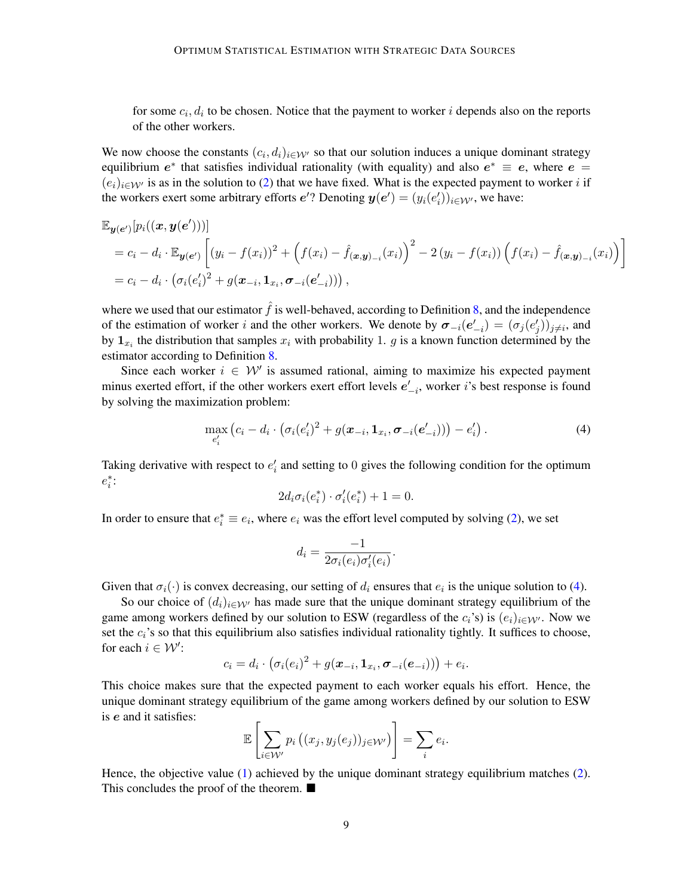for some $c_i, d_i$ to be chosen. Notice that the payment to worker $i$ depends also on the reports of the other workers.

We now choose the constants $(c_i, d_i)_{i \in \mathcal{W}'}$ so that our solution induces a unique dominant strategy equilibrium $\boldsymbol{e}^*$ that satisfies individual rationality (with equality) and also $\boldsymbol{e}^* \equiv \boldsymbol{e}$, where $\boldsymbol{e} = (e_i)_{i \in \mathcal{W}'}$ is as in the solution to (2) that we have fixed. What is the expected payment to worker $i$ if the workers exert some arbitrary efforts $\boldsymbol{e}'$? Denoting $\boldsymbol{y}(\boldsymbol{e}') = (y_i(e'_i))_{i \in \mathcal{W}'}$, we have:

$$
\begin{aligned}
&\mathbb{E}_{\boldsymbol{y}(\boldsymbol{e}')}[p_i((\boldsymbol{x}, \boldsymbol{y}(\boldsymbol{e}')))] \\
&= c_i - d_i \cdot \mathbb{E}_{\boldsymbol{y}(\boldsymbol{e}')}\left[ (y_i - f(x_i))^2 + \left( f(x_i) - \hat{f}_{(\boldsymbol{x},\boldsymbol{y})_{-i}}(x_i) \right)^2 - 2\left(y_i - f(x_i)\right)\left( f(x_i) - \hat{f}_{(\boldsymbol{x},\boldsymbol{y})_{-i}}(x_i) \right) \right] \\
&= c_i - d_i \cdot \left( \sigma_i(e'_i)^2 + g(\boldsymbol{x}_{-i}, \mathbf{1}_{x_i}, \boldsymbol{\sigma}_{-i}(\boldsymbol{e}'_{-i})) \right),
\end{aligned}
$$

where we used that our estimator $\hat{f}$ is well-behaved, according to Definition 8, and the independence of the estimation of worker $i$ and the other workers. We denote by $\boldsymbol{\sigma}_{-i}(\boldsymbol{e}'_{-i}) = (\sigma_j(e'_j))_{j \neq i}$, and by $\mathbf{1}_{x_i}$ the distribution that samples $x_i$ with probability 1. $g$ is a known function determined by the estimator according to Definition 8.

Since each worker $i \in \mathcal{W}'$ is assumed rational, aiming to maximize his expected payment minus exerted effort, if the other workers exert effort levels $\boldsymbol{e}'_{-i}$, worker $i$'s best response is found by solving the maximization problem:

$$
\max_{e'_i} \left( c_i - d_i \cdot \left( \sigma_i(e'_i)^2 + g(\boldsymbol{x}_{-i}, \mathbf{1}_{x_i}, \boldsymbol{\sigma}_{-i}(\boldsymbol{e}'_{-i})) \right) - e'_i \right). \tag{4}
$$

Taking derivative with respect to $e'_i$ and setting to 0 gives the following condition for the optimum $e^*_i$:

$$
2 d_i \sigma_i(e^*_i) \cdot \sigma'_i(e^*_i) + 1 = 0.
$$

In order to ensure that $e^*_i \equiv e_i$, where $e_i$ was the effort level computed by solving (2), we set

$$
d_i = \frac{-1}{2\sigma_i(e_i)\sigma'_i(e_i)}.
$$

Given that $\sigma_i(\cdot)$ is convex decreasing, our setting of $d_i$ ensures that $e_i$ is the unique solution to (4).

So our choice of $(d_i)_{i \in \mathcal{W}'}$ has made sure that the unique dominant strategy equilibrium of the game among workers defined by our solution to ESW (regardless of the $c_i$'s) is $(e_i)_{i \in \mathcal{W}'}$. Now we set the $c_i$'s so that this equilibrium also satisfies individual rationality tightly. It suffices to choose, for each $i \in \mathcal{W}'$:

$$
c_i = d_i \cdot \left( \sigma_i(e_i)^2 + g(\boldsymbol{x}_{-i}, \mathbf{1}_{x_i}, \boldsymbol{\sigma}_{-i}(\boldsymbol{e}_{-i})) \right) + e_i.
$$

This choice makes sure that the expected payment to each worker equals his effort. Hence, the unique dominant strategy equilibrium of the game among workers defined by our solution to ESW is $\boldsymbol{e}$ and it satisfies:

$$
\mathbb{E}\left[ \sum_{i \in \mathcal{W}'} p_i\left( (x_j, y_j(e_j))_{j \in \mathcal{W}'} \right) \right] = \sum_i e_i.
$$

Hence, the objective value (1) achieved by the unique dominant strategy equilibrium matches (2). This concludes the proof of the theorem. ■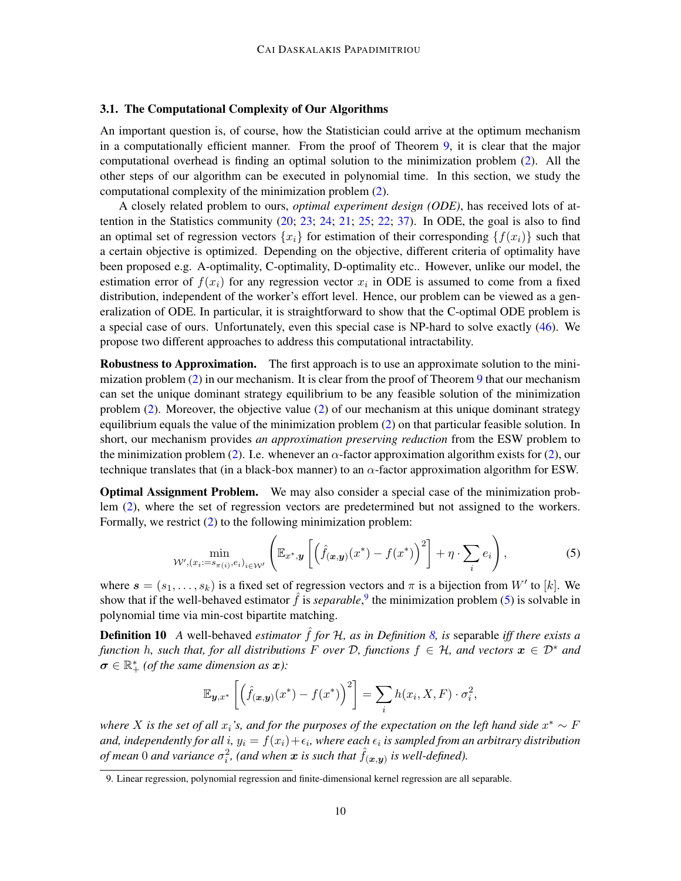### 3.1. The Computational Complexity of Our Algorithms

An important question is, of course, how the Statistician could arrive at the optimum mechanism in a computationally efficient manner. From the proof of Theorem 9, it is clear that the major computational overhead is finding an optimal solution to the minimization problem (2). All the other steps of our algorithm can be executed in polynomial time. In this section, we study the computational complexity of the minimization problem (2).

A closely related problem to ours, *optimal experiment design (ODE)*, has received lots of attention in the Statistics community (20; 23; 24; 21; 25; 22; 37). In ODE, the goal is also to find an optimal set of regression vectors $\{x_i\}$ for estimation of their corresponding $\{f(x_i)\}$ such that a certain objective is optimized. Depending on the objective, different criteria of optimality have been proposed e.g. A-optimality, C-optimality, D-optimality etc.. However, unlike our model, the estimation error of $f(x_i)$ for any regression vector $x_i$ in ODE is assumed to come from a fixed distribution, independent of the worker's effort level. Hence, our problem can be viewed as a generalization of ODE. In particular, it is straightforward to show that the C-optimal ODE problem is a special case of ours. Unfortunately, even this special case is NP-hard to solve exactly (46). We propose two different approaches to address this computational intractability.

**Robustness to Approximation.** The first approach is to use an approximate solution to the minimization problem (2) in our mechanism. It is clear from the proof of Theorem 9 that our mechanism can set the unique dominant strategy equilibrium to be any feasible solution of the minimization problem (2). Moreover, the objective value (2) of our mechanism at this unique dominant strategy equilibrium equals the value of the minimization problem (2) on that particular feasible solution. In short, our mechanism provides *an approximation preserving reduction* from the ESW problem to the minimization problem (2). I.e. whenever an $\alpha$-factor approximation algorithm exists for (2), our technique translates that (in a black-box manner) to an $\alpha$-factor approximation algorithm for ESW.

**Optimal Assignment Problem.** We may also consider a special case of the minimization problem (2), where the set of regression vectors are predetermined but not assigned to the workers. Formally, we restrict (2) to the following minimization problem:

$$\min_{\mathcal{W}',(x_i:=s_{\pi(i)},e_i)_{i\in\mathcal{W}'}} \left( \mathbb{E}_{x^*,\boldsymbol{y}}\left[\left(\hat{f}_{(\boldsymbol{x},\boldsymbol{y})}(x^*)-f(x^*)\right)^2\right] + \eta\cdot\sum_i e_i \right), \tag{5}$$

where $\boldsymbol{s}=(s_1,\ldots,s_k)$ is a fixed set of regression vectors and $\pi$ is a bijection from $W'$ to $[k]$. We show that if the well-behaved estimator $\hat{f}$ is *separable*,[9] the minimization problem (5) is solvable in polynomial time via min-cost bipartite matching.

**Definition 10** *A* well-behaved *estimator $\hat{f}$ for $\mathcal{H}$, as in Definition 8, is* separable *iff there exists a function $h$, such that, for all distributions $F$ over $\mathcal{D}$, functions $f\in\mathcal{H}$, and vectors $\boldsymbol{x}\in\mathcal{D}^*$ and $\boldsymbol{\sigma}\in\mathbb{R}^*_+$ (of the same dimension as $\boldsymbol{x}$):*

$$\mathbb{E}_{\boldsymbol{y},x^*}\left[\left(\hat{f}_{(\boldsymbol{x},\boldsymbol{y})}(x^*)-f(x^*)\right)^2\right]=\sum_i h(x_i,X,F)\cdot\sigma_i^2,$$

*where $X$ is the set of all $x_i$'s, and for the purposes of the expectation on the left hand side $x^*\sim F$ and, independently for all $i$, $y_i=f(x_i)+\epsilon_i$, where each $\epsilon_i$ is sampled from an arbitrary distribution of mean $0$ and variance $\sigma_i^2$, (and when $\boldsymbol{x}$ is such that $\hat{f}_{(\boldsymbol{x},\boldsymbol{y})}$ is well-defined).*

9. Linear regression, polynomial regression and finite-dimensional kernel regression are all separable.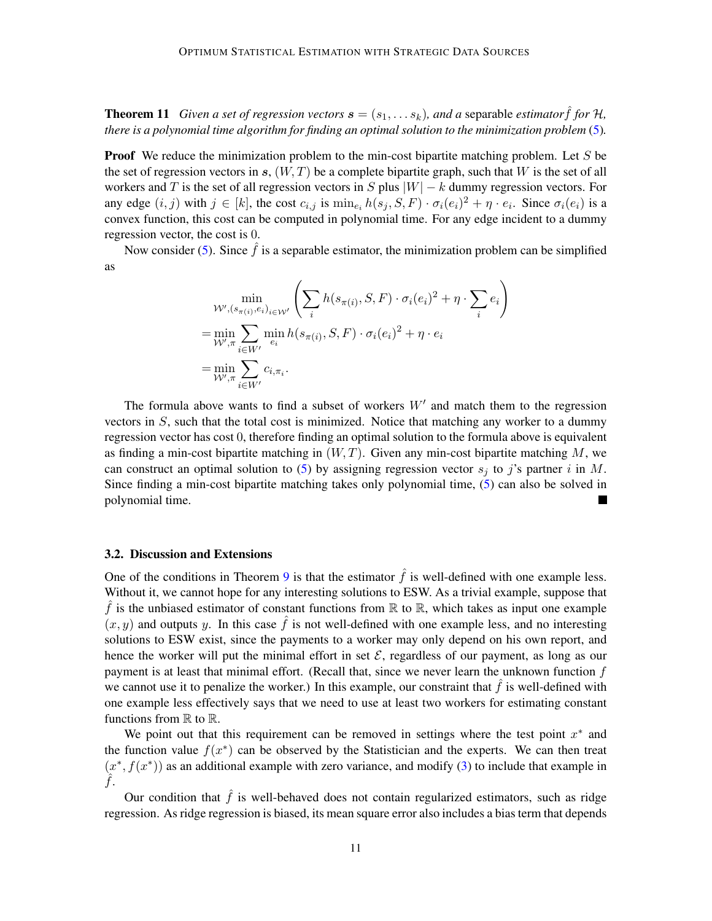**Theorem 11** *Given a set of regression vectors $\boldsymbol{s} = (s_1, \ldots s_k)$, and a* separable *estimator $\hat{f}$ for $\mathcal{H}$, there is a polynomial time algorithm for finding an optimal solution to the minimization problem* (5)*.*

**Proof** We reduce the minimization problem to the min-cost bipartite matching problem. Let $S$ be the set of regression vectors in $\boldsymbol{s}$, $(W, T)$ be a complete bipartite graph, such that $W$ is the set of all workers and $T$ is the set of all regression vectors in $S$ plus $|W| - k$ dummy regression vectors. For any edge $(i, j)$ with $j \in [k]$, the cost $c_{i,j}$ is $\min_{e_i} h(s_j, S, F) \cdot \sigma_i(e_i)^2 + \eta \cdot e_i$. Since $\sigma_i(e_i)$ is a convex function, this cost can be computed in polynomial time. For any edge incident to a dummy regression vector, the cost is 0.

Now consider (5). Since $\hat{f}$ is a separable estimator, the minimization problem can be simplified as

$$
\begin{aligned}
&\min_{\mathcal{W}', (s_{\pi(i)}, e_i)_{i \in \mathcal{W}'}} \left( \sum_i h(s_{\pi(i)}, S, F) \cdot \sigma_i(e_i)^2 + \eta \cdot \sum_i e_i \right) \\
=& \min_{\mathcal{W}', \pi} \sum_{i \in W'} \min_{e_i} h(s_{\pi(i)}, S, F) \cdot \sigma_i(e_i)^2 + \eta \cdot e_i \\
=& \min_{\mathcal{W}', \pi} \sum_{i \in W'} c_{i, \pi_i}.
\end{aligned}
$$

The formula above wants to find a subset of workers $W'$ and match them to the regression vectors in $S$, such that the total cost is minimized. Notice that matching any worker to a dummy regression vector has cost 0, therefore finding an optimal solution to the formula above is equivalent as finding a min-cost bipartite matching in $(W, T)$. Given any min-cost bipartite matching $M$, we can construct an optimal solution to (5) by assigning regression vector $s_j$ to $j$'s partner $i$ in $M$. Since finding a min-cost bipartite matching takes only polynomial time, (5) can also be solved in polynomial time. ∎

### 3.2. Discussion and Extensions

One of the conditions in Theorem 9 is that the estimator $\hat{f}$ is well-defined with one example less. Without it, we cannot hope for any interesting solutions to ESW. As a trivial example, suppose that $\hat{f}$ is the unbiased estimator of constant functions from $\mathbb{R}$ to $\mathbb{R}$, which takes as input one example $(x, y)$ and outputs $y$. In this case $\hat{f}$ is not well-defined with one example less, and no interesting solutions to ESW exist, since the payments to a worker may only depend on his own report, and hence the worker will put the minimal effort in set $\mathcal{E}$, regardless of our payment, as long as our payment is at least that minimal effort. (Recall that, since we never learn the unknown function $f$ we cannot use it to penalize the worker.) In this example, our constraint that $\hat{f}$ is well-defined with one example less effectively says that we need to use at least two workers for estimating constant functions from $\mathbb{R}$ to $\mathbb{R}$.

We point out that this requirement can be removed in settings where the test point $x^*$ and the function value $f(x^*)$ can be observed by the Statistician and the experts. We can then treat $(x^*, f(x^*))$ as an additional example with zero variance, and modify (3) to include that example in $\hat{f}$.

Our condition that $\hat{f}$ is well-behaved does not contain regularized estimators, such as ridge regression. As ridge regression is biased, its mean square error also includes a bias term that depends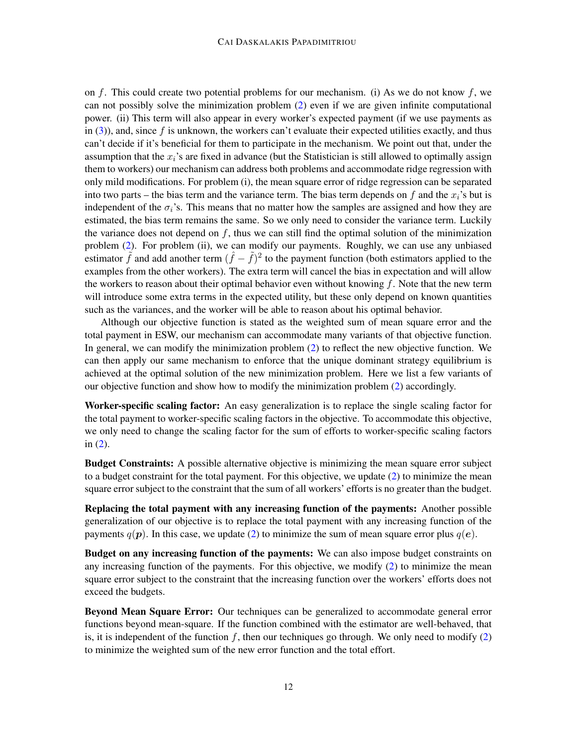on $f$. This could create two potential problems for our mechanism. (i) As we do not know $f$, we can not possibly solve the minimization problem (2) even if we are given infinite computational power. (ii) This term will also appear in every worker's expected payment (if we use payments as in (3)), and, since $f$ is unknown, the workers can't evaluate their expected utilities exactly, and thus can't decide if it's beneficial for them to participate in the mechanism. We point out that, under the assumption that the $x_i$'s are fixed in advance (but the Statistician is still allowed to optimally assign them to workers) our mechanism can address both problems and accommodate ridge regression with only mild modifications. For problem (i), the mean square error of ridge regression can be separated into two parts – the bias term and the variance term. The bias term depends on $f$ and the $x_i$'s but is independent of the $\sigma_i$'s. This means that no matter how the samples are assigned and how they are estimated, the bias term remains the same. So we only need to consider the variance term. Luckily the variance does not depend on $f$, thus we can still find the optimal solution of the minimization problem (2). For problem (ii), we can modify our payments. Roughly, we can use any unbiased estimator $\tilde{f}$ and add another term $(\hat{f} - \tilde{f})^2$ to the payment function (both estimators applied to the examples from the other workers). The extra term will cancel the bias in expectation and will allow the workers to reason about their optimal behavior even without knowing $f$. Note that the new term will introduce some extra terms in the expected utility, but these only depend on known quantities such as the variances, and the worker will be able to reason about his optimal behavior.

Although our objective function is stated as the weighted sum of mean square error and the total payment in ESW, our mechanism can accommodate many variants of that objective function. In general, we can modify the minimization problem (2) to reflect the new objective function. We can then apply our same mechanism to enforce that the unique dominant strategy equilibrium is achieved at the optimal solution of the new minimization problem. Here we list a few variants of our objective function and show how to modify the minimization problem (2) accordingly.

**Worker-specific scaling factor:** An easy generalization is to replace the single scaling factor for the total payment to worker-specific scaling factors in the objective. To accommodate this objective, we only need to change the scaling factor for the sum of efforts to worker-specific scaling factors in (2).

**Budget Constraints:** A possible alternative objective is minimizing the mean square error subject to a budget constraint for the total payment. For this objective, we update (2) to minimize the mean square error subject to the constraint that the sum of all workers' efforts is no greater than the budget.

**Replacing the total payment with any increasing function of the payments:** Another possible generalization of our objective is to replace the total payment with any increasing function of the payments $q(\boldsymbol{p})$. In this case, we update (2) to minimize the sum of mean square error plus $q(\boldsymbol{e})$.

**Budget on any increasing function of the payments:** We can also impose budget constraints on any increasing function of the payments. For this objective, we modify (2) to minimize the mean square error subject to the constraint that the increasing function over the workers' efforts does not exceed the budgets.

**Beyond Mean Square Error:** Our techniques can be generalized to accommodate general error functions beyond mean-square. If the function combined with the estimator are well-behaved, that is, it is independent of the function $f$, then our techniques go through. We only need to modify (2) to minimize the weighted sum of the new error function and the total effort.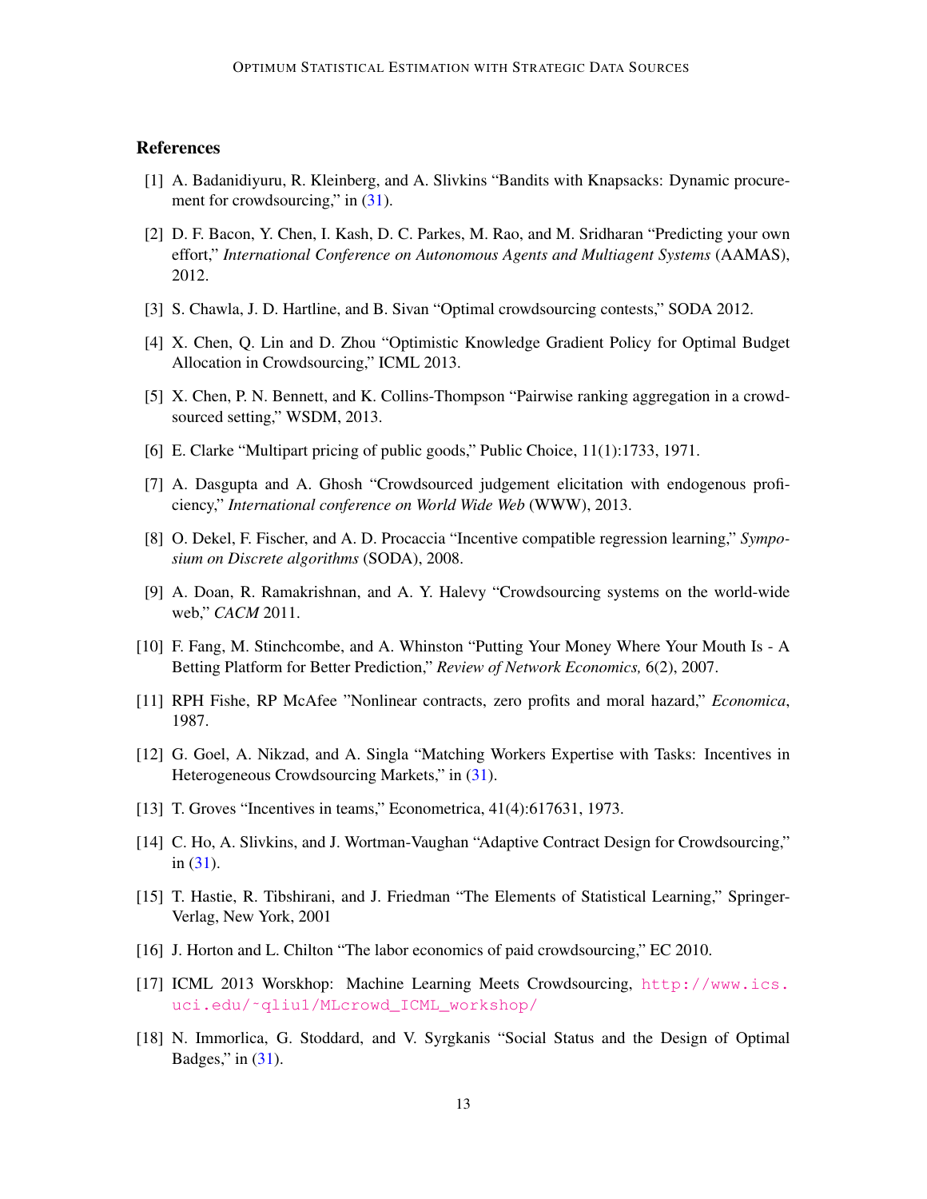## References

[1] A. Badanidiyuru, R. Kleinberg, and A. Slivkins "Bandits with Knapsacks: Dynamic procurement for crowdsourcing," in (31).

[2] D. F. Bacon, Y. Chen, I. Kash, D. C. Parkes, M. Rao, and M. Sridharan "Predicting your own effort," *International Conference on Autonomous Agents and Multiagent Systems* (AAMAS), 2012.

[3] S. Chawla, J. D. Hartline, and B. Sivan "Optimal crowdsourcing contests," SODA 2012.

[4] X. Chen, Q. Lin and D. Zhou "Optimistic Knowledge Gradient Policy for Optimal Budget Allocation in Crowdsourcing," ICML 2013.

[5] X. Chen, P. N. Bennett, and K. Collins-Thompson "Pairwise ranking aggregation in a crowdsourced setting," WSDM, 2013.

[6] E. Clarke "Multipart pricing of public goods," Public Choice, 11(1):1733, 1971.

[7] A. Dasgupta and A. Ghosh "Crowdsourced judgement elicitation with endogenous proficiency," *International conference on World Wide Web* (WWW), 2013.

[8] O. Dekel, F. Fischer, and A. D. Procaccia "Incentive compatible regression learning," *Symposium on Discrete algorithms* (SODA), 2008.

[9] A. Doan, R. Ramakrishnan, and A. Y. Halevy "Crowdsourcing systems on the world-wide web," *CACM* 2011.

[10] F. Fang, M. Stinchcombe, and A. Whinston "Putting Your Money Where Your Mouth Is - A Betting Platform for Better Prediction," *Review of Network Economics,* 6(2), 2007.

[11] RPH Fishe, RP McAfee "Nonlinear contracts, zero profits and moral hazard," *Economica*, 1987.

[12] G. Goel, A. Nikzad, and A. Singla "Matching Workers Expertise with Tasks: Incentives in Heterogeneous Crowdsourcing Markets," in (31).

[13] T. Groves "Incentives in teams," Econometrica, 41(4):617631, 1973.

[14] C. Ho, A. Slivkins, and J. Wortman-Vaughan "Adaptive Contract Design for Crowdsourcing," in (31).

[15] T. Hastie, R. Tibshirani, and J. Friedman "The Elements of Statistical Learning," Springer-Verlag, New York, 2001

[16] J. Horton and L. Chilton "The labor economics of paid crowdsourcing," EC 2010.

[17] ICML 2013 Worskhop: Machine Learning Meets Crowdsourcing, http://www.ics.uci.edu/~qliu1/MLcrowd_ICML_workshop/

[18] N. Immorlica, G. Stoddard, and V. Syrgkanis "Social Status and the Design of Optimal Badges," in (31).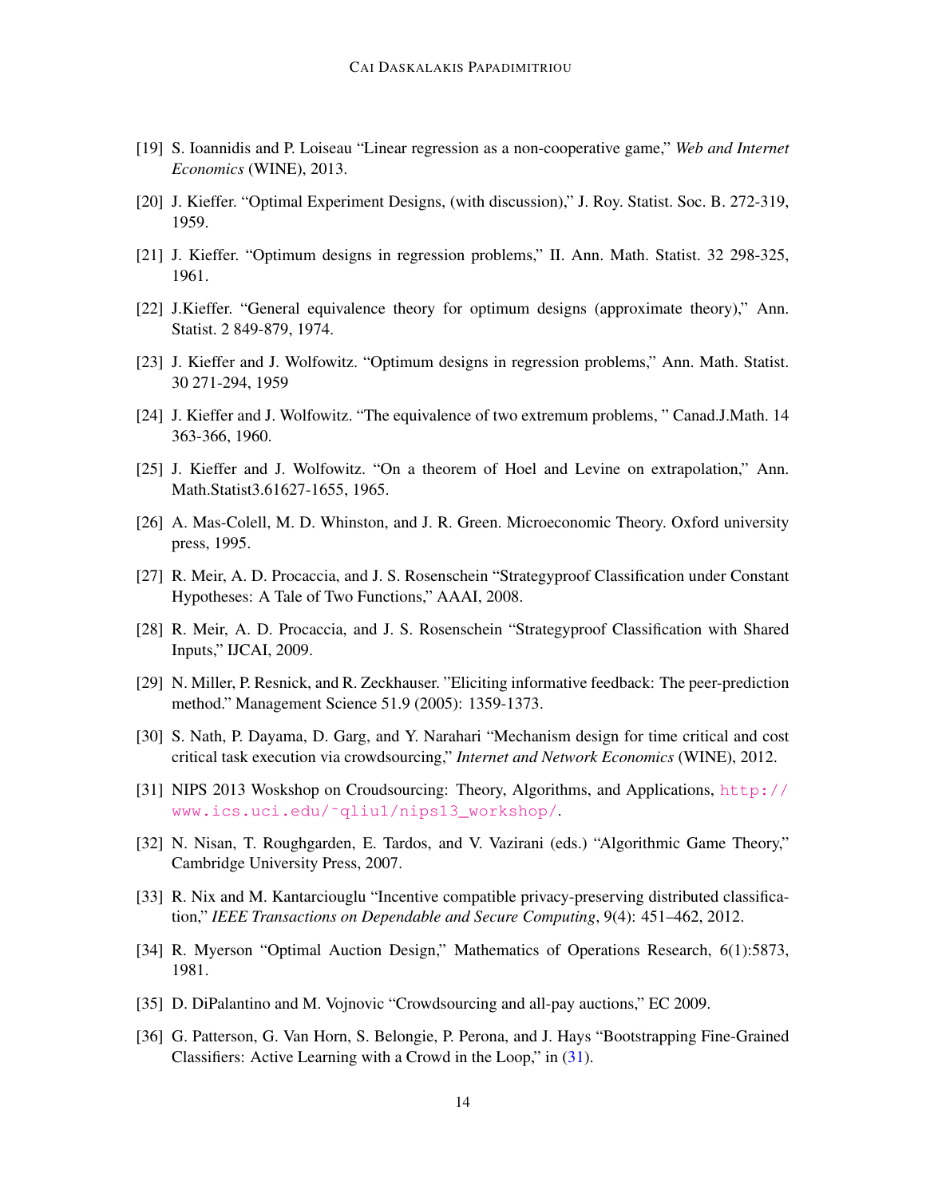[19] S. Ioannidis and P. Loiseau "Linear regression as a non-cooperative game," *Web and Internet Economics* (WINE), 2013.

[20] J. Kieffer. "Optimal Experiment Designs, (with discussion)," J. Roy. Statist. Soc. B. 272-319, 1959.

[21] J. Kieffer. "Optimum designs in regression problems," II. Ann. Math. Statist. 32 298-325, 1961.

[22] J.Kieffer. "General equivalence theory for optimum designs (approximate theory)," Ann. Statist. 2 849-879, 1974.

[23] J. Kieffer and J. Wolfowitz. "Optimum designs in regression problems," Ann. Math. Statist. 30 271-294, 1959

[24] J. Kieffer and J. Wolfowitz. "The equivalence of two extremum problems, " Canad.J.Math. 14 363-366, 1960.

[25] J. Kieffer and J. Wolfowitz. "On a theorem of Hoel and Levine on extrapolation," Ann. Math.Statist3.61627-1655, 1965.

[26] A. Mas-Colell, M. D. Whinston, and J. R. Green. Microeconomic Theory. Oxford university press, 1995.

[27] R. Meir, A. D. Procaccia, and J. S. Rosenschein "Strategyproof Classification under Constant Hypotheses: A Tale of Two Functions," AAAI, 2008.

[28] R. Meir, A. D. Procaccia, and J. S. Rosenschein "Strategyproof Classification with Shared Inputs," IJCAI, 2009.

[29] N. Miller, P. Resnick, and R. Zeckhauser. "Eliciting informative feedback: The peer-prediction method." Management Science 51.9 (2005): 1359-1373.

[30] S. Nath, P. Dayama, D. Garg, and Y. Narahari "Mechanism design for time critical and cost critical task execution via crowdsourcing," *Internet and Network Economics* (WINE), 2012.

[31] NIPS 2013 Woskshop on Croudsourcing: Theory, Algorithms, and Applications, http://www.ics.uci.edu/~qliu1/nips13_workshop/.

[32] N. Nisan, T. Roughgarden, E. Tardos, and V. Vazirani (eds.) "Algorithmic Game Theory," Cambridge University Press, 2007.

[33] R. Nix and M. Kantarciouglu "Incentive compatible privacy-preserving distributed classification," *IEEE Transactions on Dependable and Secure Computing*, 9(4): 451–462, 2012.

[34] R. Myerson "Optimal Auction Design," Mathematics of Operations Research, 6(1):5873, 1981.

[35] D. DiPalantino and M. Vojnovic "Crowdsourcing and all-pay auctions," EC 2009.

[36] G. Patterson, G. Van Horn, S. Belongie, P. Perona, and J. Hays "Bootstrapping Fine-Grained Classifiers: Active Learning with a Crowd in the Loop," in (31).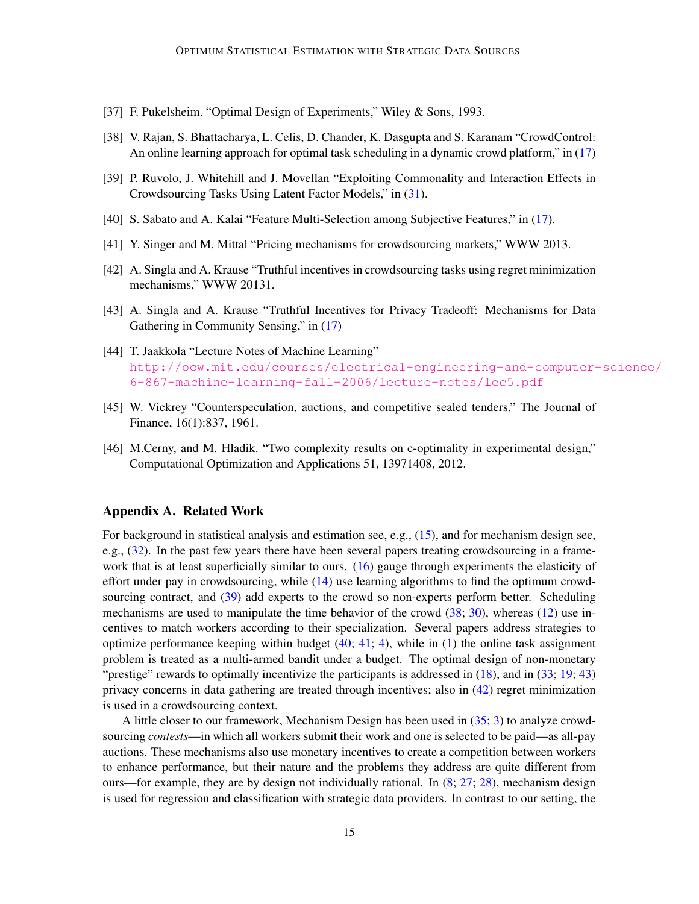[37] F. Pukelsheim. "Optimal Design of Experiments," Wiley & Sons, 1993.

[38] V. Rajan, S. Bhattacharya, L. Celis, D. Chander, K. Dasgupta and S. Karanam "CrowdControl: An online learning approach for optimal task scheduling in a dynamic crowd platform," in (17)

[39] P. Ruvolo, J. Whitehill and J. Movellan "Exploiting Commonality and Interaction Effects in Crowdsourcing Tasks Using Latent Factor Models," in (31).

[40] S. Sabato and A. Kalai "Feature Multi-Selection among Subjective Features," in (17).

[41] Y. Singer and M. Mittal "Pricing mechanisms for crowdsourcing markets," WWW 2013.

[42] A. Singla and A. Krause "Truthful incentives in crowdsourcing tasks using regret minimization mechanisms," WWW 20131.

[43] A. Singla and A. Krause "Truthful Incentives for Privacy Tradeoff: Mechanisms for Data Gathering in Community Sensing," in (17)

[44] T. Jaakkola "Lecture Notes of Machine Learning" http://ocw.mit.edu/courses/electrical-engineering-and-computer-science/6-867-machine-learning-fall-2006/lecture-notes/lec5.pdf

[45] W. Vickrey "Counterspeculation, auctions, and competitive sealed tenders," The Journal of Finance, 16(1):837, 1961.

[46] M.Cerny, and M. Hladik. "Two complexity results on c-optimality in experimental design," Computational Optimization and Applications 51, 13971408, 2012.

## Appendix A. Related Work

For background in statistical analysis and estimation see, e.g., (15), and for mechanism design see, e.g., (32). In the past few years there have been several papers treating crowdsourcing in a framework that is at least superficially similar to ours. (16) gauge through experiments the elasticity of effort under pay in crowdsourcing, while (14) use learning algorithms to find the optimum crowdsourcing contract, and (39) add experts to the crowd so non-experts perform better. Scheduling mechanisms are used to manipulate the time behavior of the crowd (38; 30), whereas (12) use incentives to match workers according to their specialization. Several papers address strategies to optimize performance keeping within budget (40; 41; 4), while in (1) the online task assignment problem is treated as a multi-armed bandit under a budget. The optimal design of non-monetary "prestige" rewards to optimally incentivize the participants is addressed in (18), and in (33; 19; 43) privacy concerns in data gathering are treated through incentives; also in (42) regret minimization is used in a crowdsourcing context.

A little closer to our framework, Mechanism Design has been used in (35; 3) to analyze crowdsourcing *contests*—in which all workers submit their work and one is selected to be paid—as all-pay auctions. These mechanisms also use monetary incentives to create a competition between workers to enhance performance, but their nature and the problems they address are quite different from ours—for example, they are by design not individually rational. In (8; 27; 28), mechanism design is used for regression and classification with strategic data providers. In contrast to our setting, the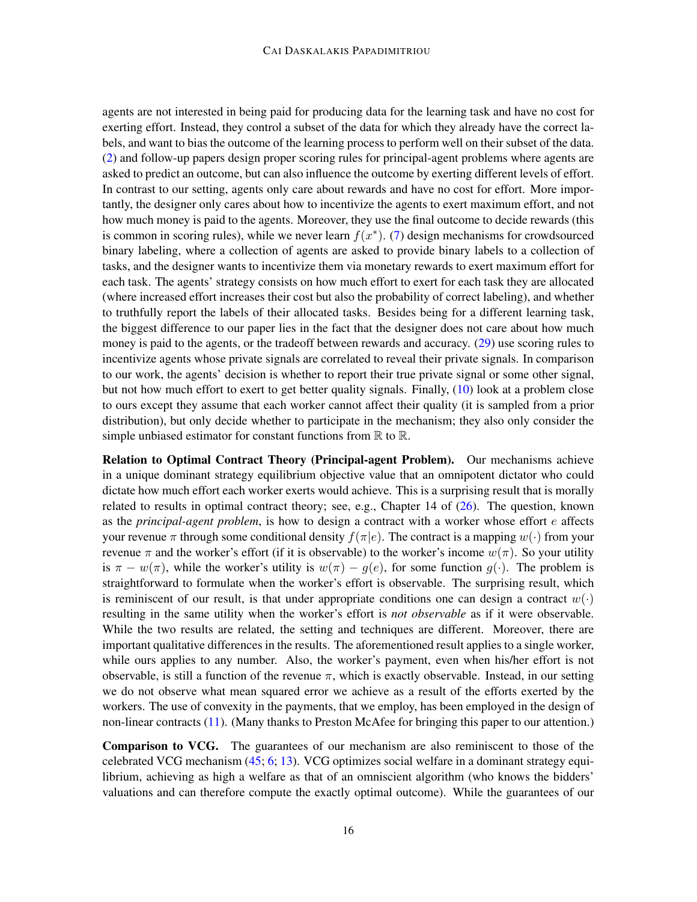agents are not interested in being paid for producing data for the learning task and have no cost for exerting effort. Instead, they control a subset of the data for which they already have the correct labels, and want to bias the outcome of the learning process to perform well on their subset of the data. (2) and follow-up papers design proper scoring rules for principal-agent problems where agents are asked to predict an outcome, but can also influence the outcome by exerting different levels of effort. In contrast to our setting, agents only care about rewards and have no cost for effort. More importantly, the designer only cares about how to incentivize the agents to exert maximum effort, and not how much money is paid to the agents. Moreover, they use the final outcome to decide rewards (this is common in scoring rules), while we never learn $f(x^*)$. (7) design mechanisms for crowdsourced binary labeling, where a collection of agents are asked to provide binary labels to a collection of tasks, and the designer wants to incentivize them via monetary rewards to exert maximum effort for each task. The agents' strategy consists on how much effort to exert for each task they are allocated (where increased effort increases their cost but also the probability of correct labeling), and whether to truthfully report the labels of their allocated tasks. Besides being for a different learning task, the biggest difference to our paper lies in the fact that the designer does not care about how much money is paid to the agents, or the tradeoff between rewards and accuracy. (29) use scoring rules to incentivize agents whose private signals are correlated to reveal their private signals. In comparison to our work, the agents' decision is whether to report their true private signal or some other signal, but not how much effort to exert to get better quality signals. Finally, (10) look at a problem close to ours except they assume that each worker cannot affect their quality (it is sampled from a prior distribution), but only decide whether to participate in the mechanism; they also only consider the simple unbiased estimator for constant functions from $\mathbb{R}$ to $\mathbb{R}$.

**Relation to Optimal Contract Theory (Principal-agent Problem).** Our mechanisms achieve in a unique dominant strategy equilibrium objective value that an omnipotent dictator who could dictate how much effort each worker exerts would achieve. This is a surprising result that is morally related to results in optimal contract theory; see, e.g., Chapter 14 of (26). The question, known as the *principal-agent problem*, is how to design a contract with a worker whose effort $e$ affects your revenue $\pi$ through some conditional density $f(\pi|e)$. The contract is a mapping $w(\cdot)$ from your revenue $\pi$ and the worker's effort (if it is observable) to the worker's income $w(\pi)$. So your utility is $\pi - w(\pi)$, while the worker's utility is $w(\pi) - g(e)$, for some function $g(\cdot)$. The problem is straightforward to formulate when the worker's effort is observable. The surprising result, which is reminiscent of our result, is that under appropriate conditions one can design a contract $w(\cdot)$ resulting in the same utility when the worker's effort is *not observable* as if it were observable. While the two results are related, the setting and techniques are different. Moreover, there are important qualitative differences in the results. The aforementioned result applies to a single worker, while ours applies to any number. Also, the worker's payment, even when his/her effort is not observable, is still a function of the revenue $\pi$, which is exactly observable. Instead, in our setting we do not observe what mean squared error we achieve as a result of the efforts exerted by the workers. The use of convexity in the payments, that we employ, has been employed in the design of non-linear contracts (11). (Many thanks to Preston McAfee for bringing this paper to our attention.)

**Comparison to VCG.** The guarantees of our mechanism are also reminiscent to those of the celebrated VCG mechanism (45; 6; 13). VCG optimizes social welfare in a dominant strategy equilibrium, achieving as high a welfare as that of an omniscient algorithm (who knows the bidders' valuations and can therefore compute the exactly optimal outcome). While the guarantees of our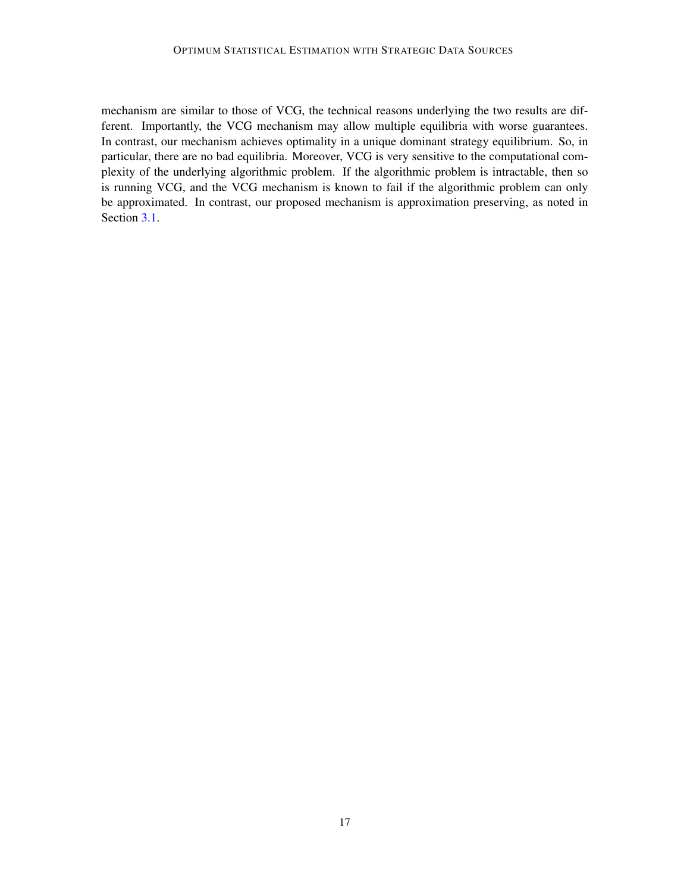mechanism are similar to those of VCG, the technical reasons underlying the two results are different. Importantly, the VCG mechanism may allow multiple equilibria with worse guarantees. In contrast, our mechanism achieves optimality in a unique dominant strategy equilibrium. So, in particular, there are no bad equilibria. Moreover, VCG is very sensitive to the computational complexity of the underlying algorithmic problem. If the algorithmic problem is intractable, then so is running VCG, and the VCG mechanism is known to fail if the algorithmic problem can only be approximated. In contrast, our proposed mechanism is approximation preserving, as noted in Section 3.1.